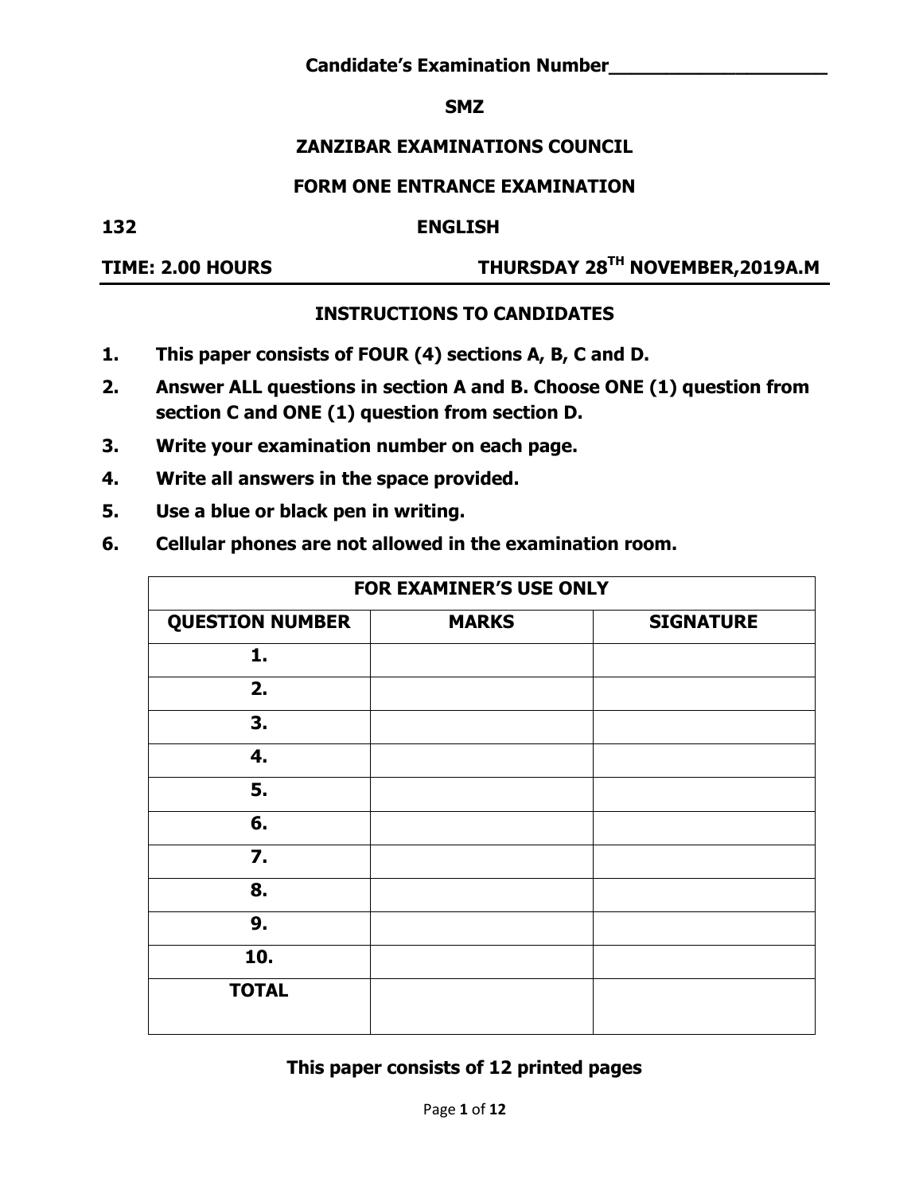**Candidate's Examination Number____________________**

**SMZ**

# ZANZIBAR EXAMINATIONS COUNCIL

## FORM ONE ENTRANCE EXAMINATION

**132 ENGLISH**

**TIME: 2.00 HOURS THURSDAY 28TH NOVEMBER,2019A.M**

### INSTRUCTIONS TO CANDIDATES

1. **This paper consists of FOUR (4) sections A, B, C and D.**
2. **Answer ALL questions in section A and B. Choose ONE (1) question from section C and ONE (1) question from section D.**
3. **Write your examination number on each page.**
4. **Write all answers in the space provided.**
5. **Use a blue or black pen in writing.**
6. **Cellular phones are not allowed in the examination room.**

| FOR EXAMINER'S USE ONLY | | |
|---|---|---|
| **QUESTION NUMBER** | **MARKS** | **SIGNATURE** |
| **1.** | | |
| **2.** | | |
| **3.** | | |
| **4.** | | |
| **5.** | | |
| **6.** | | |
| **7.** | | |
| **8.** | | |
| **9.** | | |
| **10.** | | |
| **TOTAL** | | |

**This paper consists of 12 printed pages**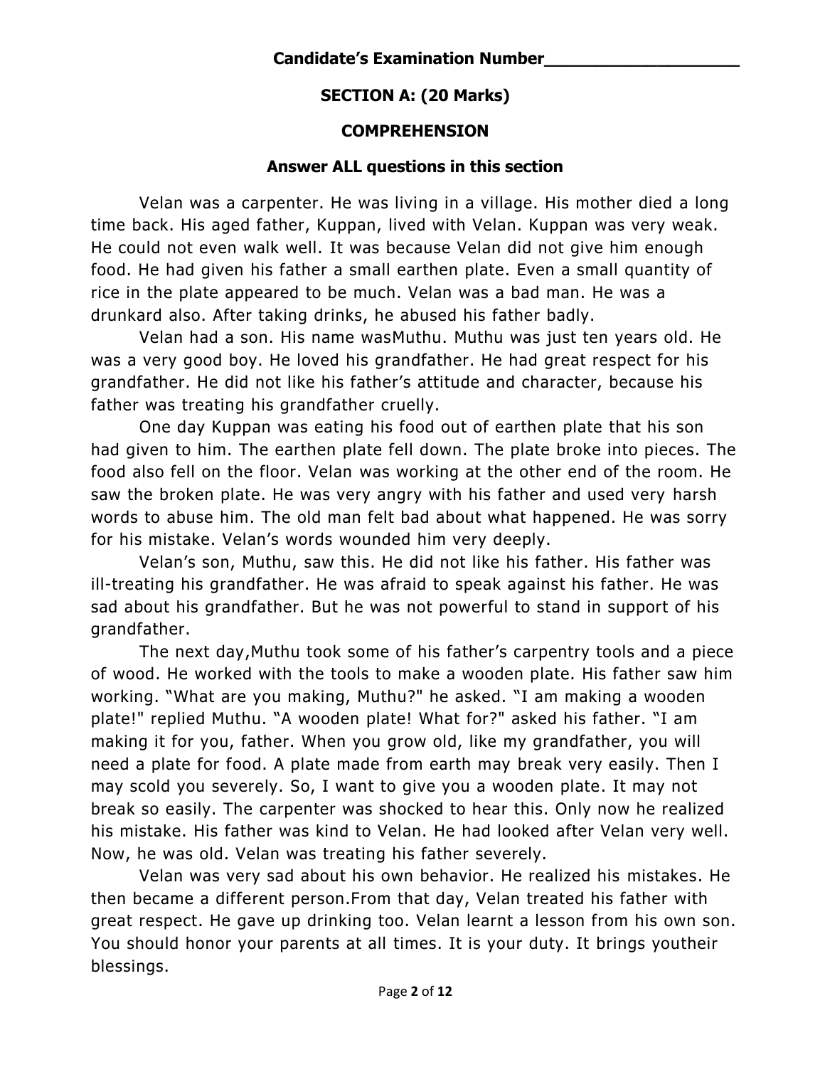**Candidate's Examination Number____________________**

## SECTION A: (20 Marks)

## COMPREHENSION

### Answer ALL questions in this section

Velan was a carpenter. He was living in a village. His mother died a long time back. His aged father, Kuppan, lived with Velan. Kuppan was very weak. He could not even walk well. It was because Velan did not give him enough food. He had given his father a small earthen plate. Even a small quantity of rice in the plate appeared to be much. Velan was a bad man. He was a drunkard also. After taking drinks, he abused his father badly.

Velan had a son. His name wasMuthu. Muthu was just ten years old. He was a very good boy. He loved his grandfather. He had great respect for his grandfather. He did not like his father's attitude and character, because his father was treating his grandfather cruelly.

One day Kuppan was eating his food out of earthen plate that his son had given to him. The earthen plate fell down. The plate broke into pieces. The food also fell on the floor. Velan was working at the other end of the room. He saw the broken plate. He was very angry with his father and used very harsh words to abuse him. The old man felt bad about what happened. He was sorry for his mistake. Velan's words wounded him very deeply.

Velan's son, Muthu, saw this. He did not like his father. His father was ill-treating his grandfather. He was afraid to speak against his father. He was sad about his grandfather. But he was not powerful to stand in support of his grandfather.

The next day,Muthu took some of his father's carpentry tools and a piece of wood. He worked with the tools to make a wooden plate. His father saw him working. "What are you making, Muthu?" he asked. "I am making a wooden plate!" replied Muthu. "A wooden plate! What for?" asked his father. "I am making it for you, father. When you grow old, like my grandfather, you will need a plate for food. A plate made from earth may break very easily. Then I may scold you severely. So, I want to give you a wooden plate. It may not break so easily. The carpenter was shocked to hear this. Only now he realized his mistake. His father was kind to Velan. He had looked after Velan very well. Now, he was old. Velan was treating his father severely.

Velan was very sad about his own behavior. He realized his mistakes. He then became a different person.From that day, Velan treated his father with great respect. He gave up drinking too. Velan learnt a lesson from his own son. You should honor your parents at all times. It is your duty. It brings youtheir blessings.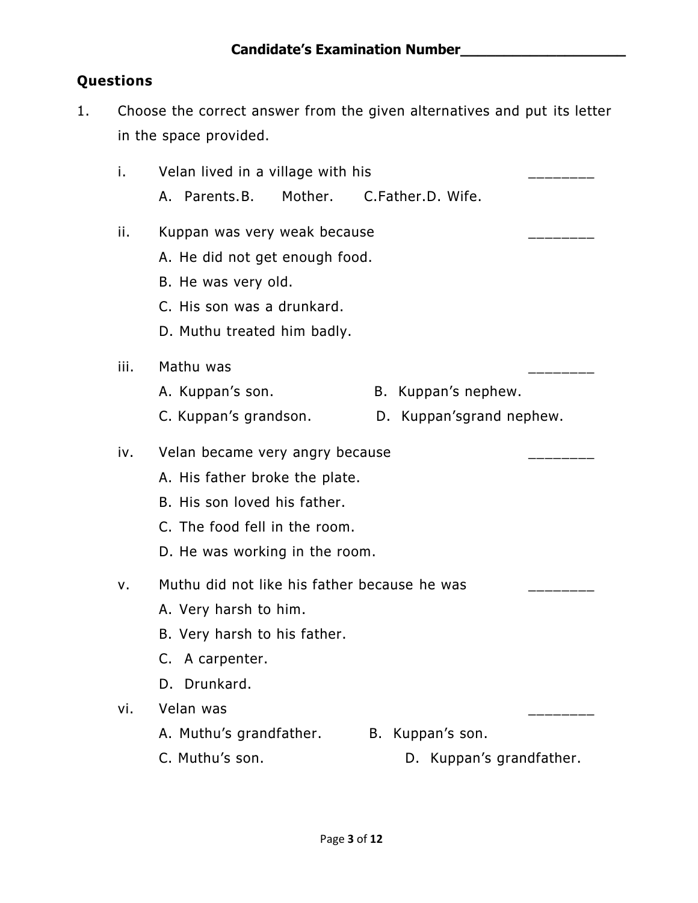Candidate's Examination Number___________________

**Questions**

1. Choose the correct answer from the given alternatives and put its letter in the space provided.

   i. Velan lived in a village with his ________
   
   A. Parents.B. Mother. C.Father.D. Wife.

   ii. Kuppan was very weak because ________
   
   A. He did not get enough food.
   
   B. He was very old.
   
   C. His son was a drunkard.
   
   D. Muthu treated him badly.

   iii. Mathu was ________
   
   A. Kuppan's son. B. Kuppan's nephew.
   
   C. Kuppan's grandson. D. Kuppan'sgrand nephew.

   iv. Velan became very angry because ________
   
   A. His father broke the plate.
   
   B. His son loved his father.
   
   C. The food fell in the room.
   
   D. He was working in the room.

   v. Muthu did not like his father because he was ________
   
   A. Very harsh to him.
   
   B. Very harsh to his father.
   
   C. A carpenter.
   
   D. Drunkard.

   vi. Velan was ________
   
   A. Muthu's grandfather. B. Kuppan's son.
   
   C. Muthu's son. D. Kuppan's grandfather.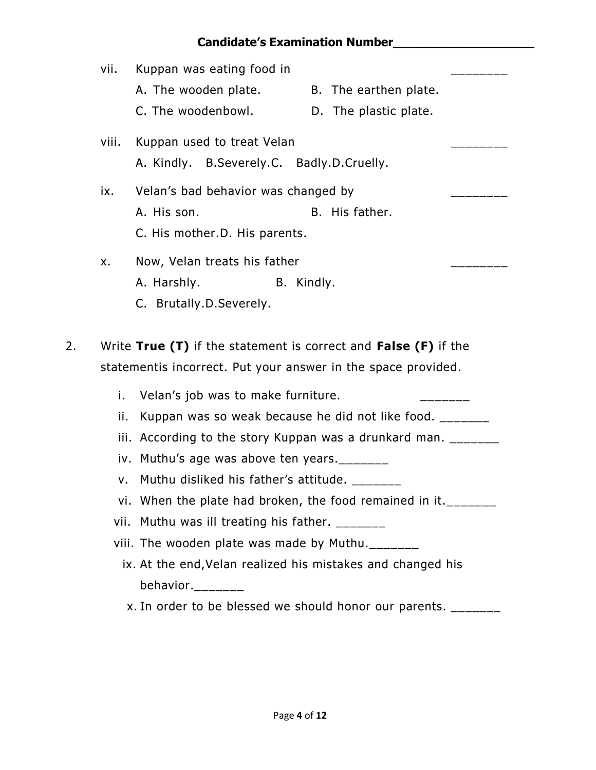**Candidate's Examination Number____________________**

vii. Kuppan was eating food in ________

A. The wooden plate. B. The earthen plate.

C. The woodenbowl. D. The plastic plate.

viii. Kuppan used to treat Velan ________

A. Kindly. B.Severely.C. Badly.D.Cruelly.

ix. Velan's bad behavior was changed by ________

A. His son. B. His father.

C. His mother.D. His parents.

x. Now, Velan treats his father ________

A. Harshly. B. Kindly.

C. Brutally.D.Severely.

2. Write **True (T)** if the statement is correct and **False (F)** if the statementis incorrect. Put your answer in the space provided.

i. Velan's job was to make furniture. _______

ii. Kuppan was so weak because he did not like food. _______

iii. According to the story Kuppan was a drunkard man. _______

iv. Muthu's age was above ten years._______

v. Muthu disliked his father's attitude. _______

vi. When the plate had broken, the food remained in it._______

vii. Muthu was ill treating his father. _______

viii. The wooden plate was made by Muthu._______

ix. At the end,Velan realized his mistakes and changed his behavior._______

x. In order to be blessed we should honor our parents. _______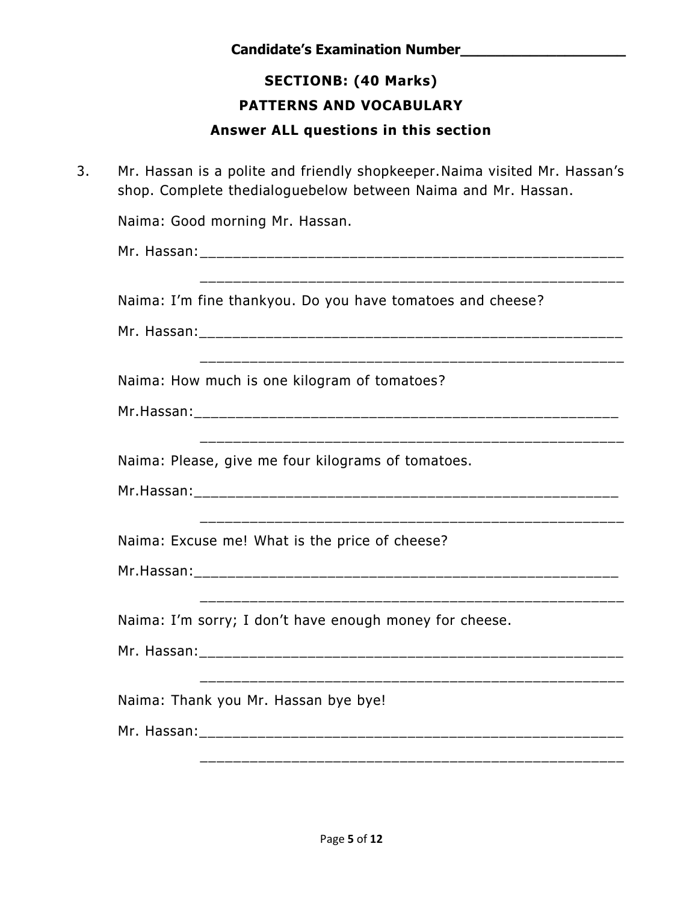**Candidate's Examination Number\_\_\_\_\_\_\_\_\_\_\_\_\_\_\_\_\_\_\_\_**

## SECTIONB: (40 Marks)

## PATTERNS AND VOCABULARY

### Answer ALL questions in this section

3. Mr. Hassan is a polite and friendly shopkeeper.Naima visited Mr. Hassan's shop. Complete thedialoguebelow between Naima and Mr. Hassan.

Naima: Good morning Mr. Hassan.

Mr. Hassan:\_\_\_\_\_\_\_\_\_\_\_\_\_\_\_\_\_\_\_\_\_\_\_\_\_\_\_\_\_\_\_\_\_\_\_\_\_\_\_\_\_\_\_\_\_\_\_\_

\_\_\_\_\_\_\_\_\_\_\_\_\_\_\_\_\_\_\_\_\_\_\_\_\_\_\_\_\_\_\_\_\_\_\_\_\_\_\_\_\_\_\_\_\_\_\_\_

Naima: I'm fine thankyou. Do you have tomatoes and cheese?

Mr. Hassan:\_\_\_\_\_\_\_\_\_\_\_\_\_\_\_\_\_\_\_\_\_\_\_\_\_\_\_\_\_\_\_\_\_\_\_\_\_\_\_\_\_\_\_\_\_\_\_\_

\_\_\_\_\_\_\_\_\_\_\_\_\_\_\_\_\_\_\_\_\_\_\_\_\_\_\_\_\_\_\_\_\_\_\_\_\_\_\_\_\_\_\_\_\_\_\_\_

Naima: How much is one kilogram of tomatoes?

Mr.Hassan:\_\_\_\_\_\_\_\_\_\_\_\_\_\_\_\_\_\_\_\_\_\_\_\_\_\_\_\_\_\_\_\_\_\_\_\_\_\_\_\_\_\_\_\_\_\_\_\_

\_\_\_\_\_\_\_\_\_\_\_\_\_\_\_\_\_\_\_\_\_\_\_\_\_\_\_\_\_\_\_\_\_\_\_\_\_\_\_\_\_\_\_\_\_\_\_\_

Naima: Please, give me four kilograms of tomatoes.

Mr.Hassan:\_\_\_\_\_\_\_\_\_\_\_\_\_\_\_\_\_\_\_\_\_\_\_\_\_\_\_\_\_\_\_\_\_\_\_\_\_\_\_\_\_\_\_\_\_\_\_\_

\_\_\_\_\_\_\_\_\_\_\_\_\_\_\_\_\_\_\_\_\_\_\_\_\_\_\_\_\_\_\_\_\_\_\_\_\_\_\_\_\_\_\_\_\_\_\_\_

Naima: Excuse me! What is the price of cheese?

Mr.Hassan:\_\_\_\_\_\_\_\_\_\_\_\_\_\_\_\_\_\_\_\_\_\_\_\_\_\_\_\_\_\_\_\_\_\_\_\_\_\_\_\_\_\_\_\_\_\_\_\_

\_\_\_\_\_\_\_\_\_\_\_\_\_\_\_\_\_\_\_\_\_\_\_\_\_\_\_\_\_\_\_\_\_\_\_\_\_\_\_\_\_\_\_\_\_\_\_\_

Naima: I'm sorry; I don't have enough money for cheese.

Mr. Hassan:\_\_\_\_\_\_\_\_\_\_\_\_\_\_\_\_\_\_\_\_\_\_\_\_\_\_\_\_\_\_\_\_\_\_\_\_\_\_\_\_\_\_\_\_\_\_\_\_

\_\_\_\_\_\_\_\_\_\_\_\_\_\_\_\_\_\_\_\_\_\_\_\_\_\_\_\_\_\_\_\_\_\_\_\_\_\_\_\_\_\_\_\_\_\_\_\_

Naima: Thank you Mr. Hassan bye bye!

Mr. Hassan:\_\_\_\_\_\_\_\_\_\_\_\_\_\_\_\_\_\_\_\_\_\_\_\_\_\_\_\_\_\_\_\_\_\_\_\_\_\_\_\_\_\_\_\_\_\_\_\_

\_\_\_\_\_\_\_\_\_\_\_\_\_\_\_\_\_\_\_\_\_\_\_\_\_\_\_\_\_\_\_\_\_\_\_\_\_\_\_\_\_\_\_\_\_\_\_\_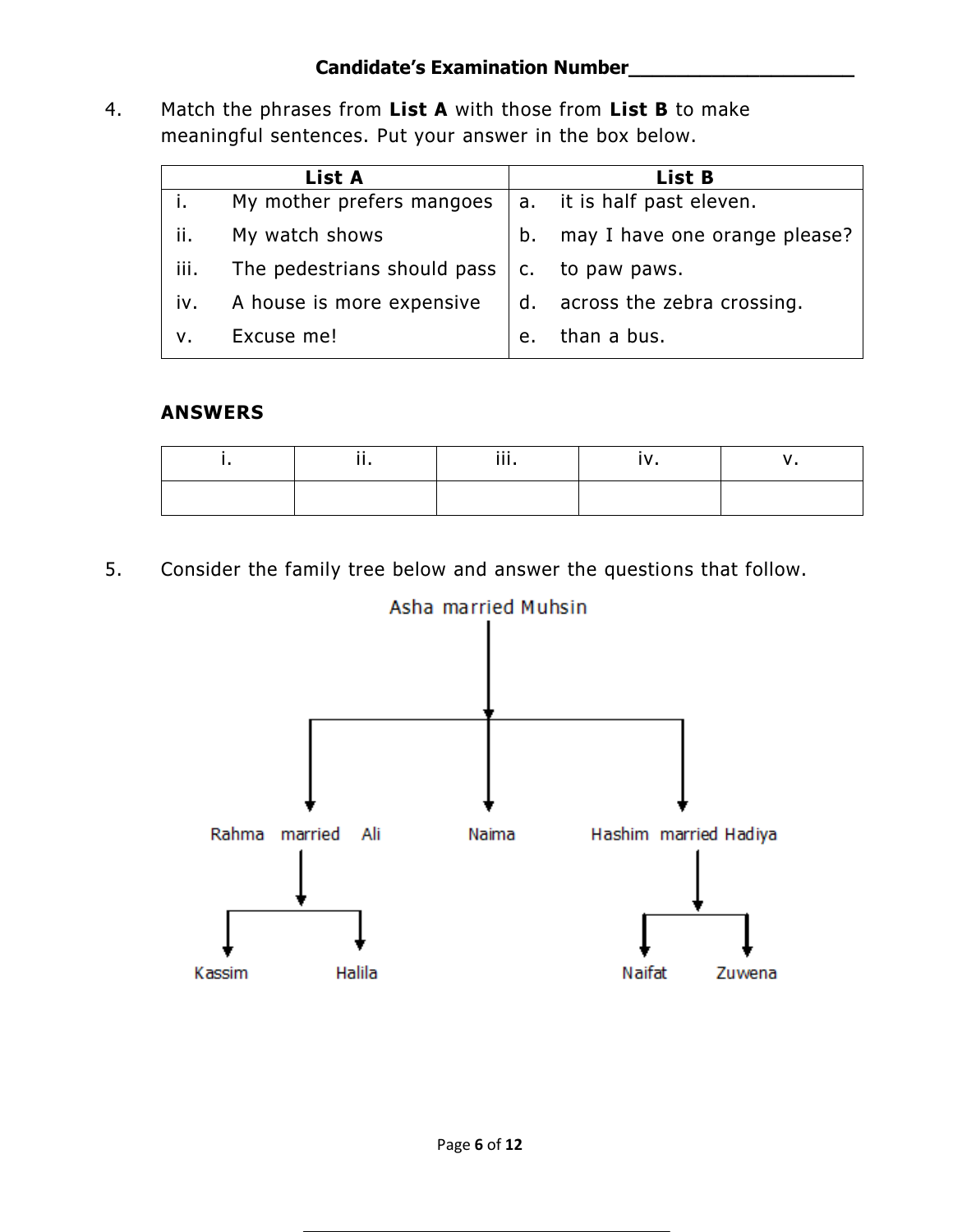Candidate's Examination Number____________________

4. Match the phrases from **List A** with those from **List B** to make meaningful sentences. Put your answer in the box below.

| List A | List B |
|---|---|
| i. My mother prefers mangoes | a. it is half past eleven. |
| ii. My watch shows | b. may I have one orange please? |
| iii. The pedestrians should pass | c. to paw paws. |
| iv. A house is more expensive | d. across the zebra crossing. |
| v. Excuse me! | e. than a bus. |

**ANSWERS**

| i. | ii. | iii. | iv. | v. |
|---|---|---|---|---|
| | | | | |

5. Consider the family tree below and answer the questions that follow.

Asha married Muhsin

Rahma married Ali &nbsp;&nbsp;&nbsp; Naima &nbsp;&nbsp;&nbsp; Hashim married Hadiya

Kassim &nbsp;&nbsp;&nbsp; Halila &nbsp;&nbsp;&nbsp; Naifat &nbsp;&nbsp;&nbsp; Zuwena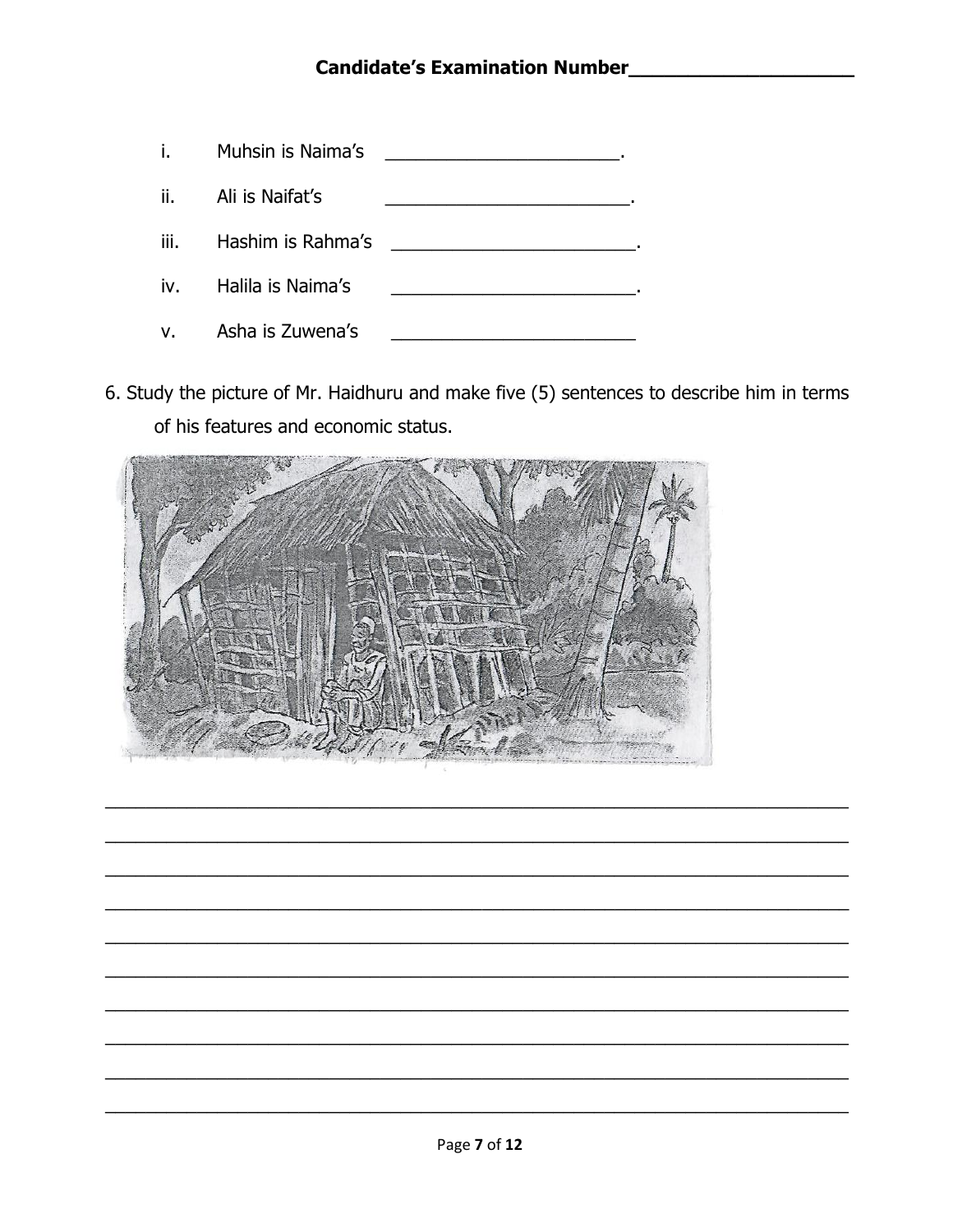Candidate's Examination Number____________________

i. Muhsin is Naima's ______________________.

ii. Ali is Naifat's ______________________.

iii. Hashim is Rahma's ______________________.

iv. Halila is Naima's ______________________.

v. Asha is Zuwena's ______________________

6. Study the picture of Mr. Haidhuru and make five (5) sentences to describe him in terms of his features and economic status.

______________________________________________________________________

______________________________________________________________________

______________________________________________________________________

______________________________________________________________________

______________________________________________________________________

______________________________________________________________________

______________________________________________________________________

______________________________________________________________________

______________________________________________________________________

______________________________________________________________________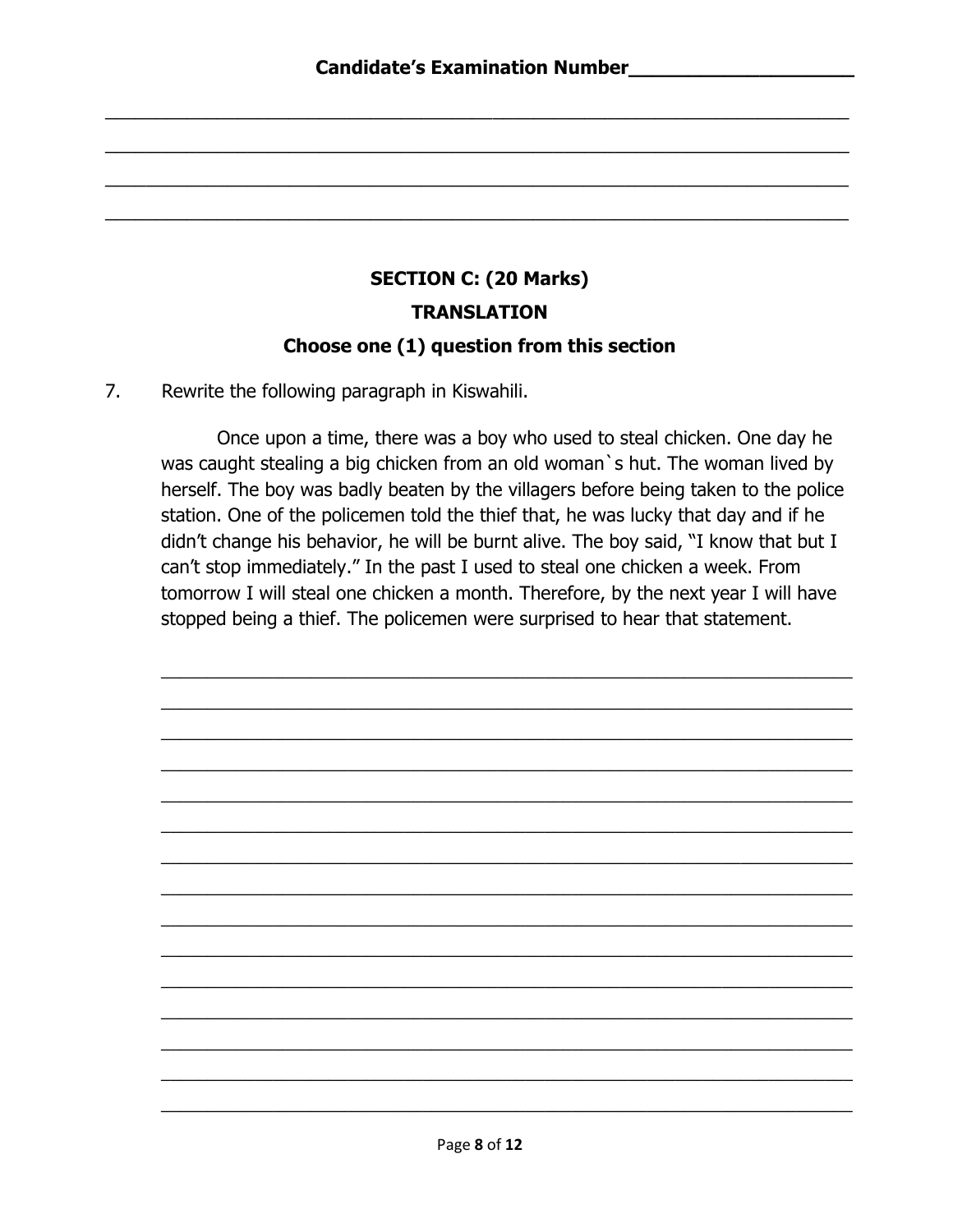Candidate's Examination Number____________________

## SECTION C: (20 Marks)

## TRANSLATION

**Choose one (1) question from this section**

7. Rewrite the following paragraph in Kiswahili.

   Once upon a time, there was a boy who used to steal chicken. One day he was caught stealing a big chicken from an old woman`s hut. The woman lived by herself. The boy was badly beaten by the villagers before being taken to the police station. One of the policemen told the thief that, he was lucky that day and if he didn't change his behavior, he will be burnt alive. The boy said, "I know that but I can't stop immediately." In the past I used to steal one chicken a week. From tomorrow I will steal one chicken a month. Therefore, by the next year I will have stopped being a thief. The policemen were surprised to hear that statement.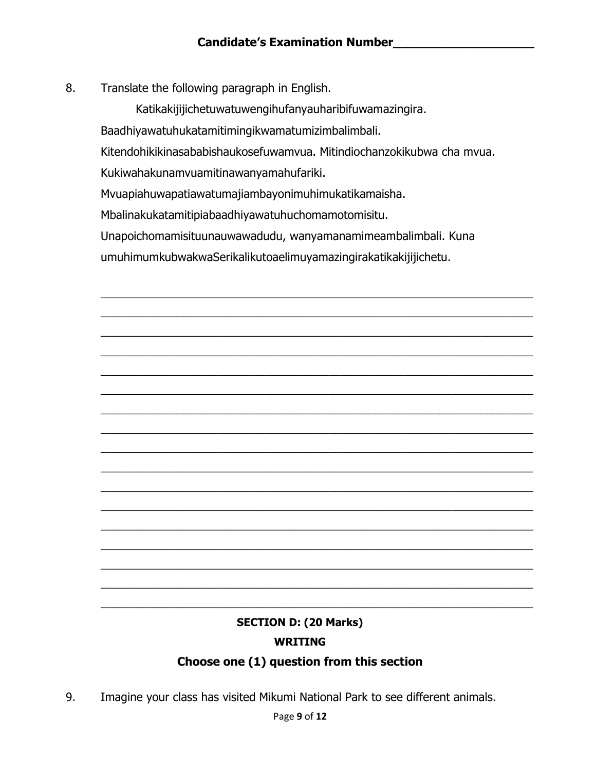**Candidate's Examination Number___________________**

8. Translate the following paragraph in English.

Katikakijijichetuwatuwengihufanyauharibifuwamazingira. Baadhiyawatuhukatamitimingikwamatumizimbalimbali. Kitendohikikinasababishaukosefuwamvua. Mitindiochanzokikubwa cha mvua. Kukiwahakunamvuamitinawanyamahufariki. Mvuapiahuwapatiawatumajiambayonimuhimukatikamaisha. Mbalinakukatamitipiabaadhiyawatuhuchomamotomisitu. Unapoichomamisituunauwawadudu, wanyamanamimeambalimbali. Kuna umuhimumkubwakwaSerikalikutoaelimuyamazingirakatikakijijichetu.

_______________________________________________________________

_______________________________________________________________

_______________________________________________________________

_______________________________________________________________

_______________________________________________________________

_______________________________________________________________

_______________________________________________________________

_______________________________________________________________

_______________________________________________________________

_______________________________________________________________

_______________________________________________________________

_______________________________________________________________

_______________________________________________________________

_______________________________________________________________

_______________________________________________________________

_______________________________________________________________

_______________________________________________________________

## SECTION D: (20 Marks)

## WRITING

### Choose one (1) question from this section

9. Imagine your class has visited Mikumi National Park to see different animals.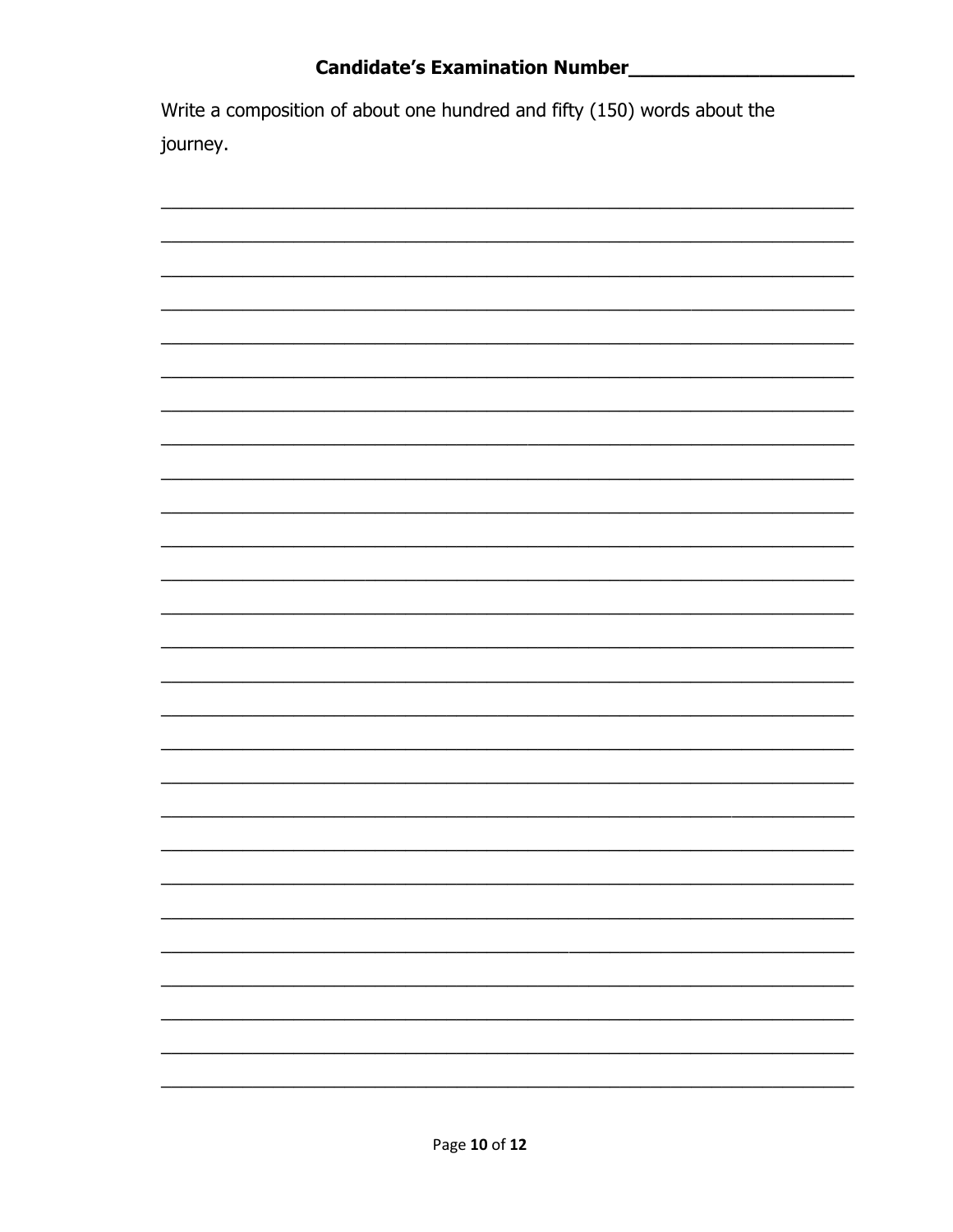**Candidate's Examination Number____________________**

Write a composition of about one hundred and fifty (150) words about the journey.

______________________________________________________________________

______________________________________________________________________

______________________________________________________________________

______________________________________________________________________

______________________________________________________________________

______________________________________________________________________

______________________________________________________________________

______________________________________________________________________

______________________________________________________________________

______________________________________________________________________

______________________________________________________________________

______________________________________________________________________

______________________________________________________________________

______________________________________________________________________

______________________________________________________________________

______________________________________________________________________

______________________________________________________________________

______________________________________________________________________

______________________________________________________________________

______________________________________________________________________

______________________________________________________________________

______________________________________________________________________

______________________________________________________________________

______________________________________________________________________

______________________________________________________________________

______________________________________________________________________

______________________________________________________________________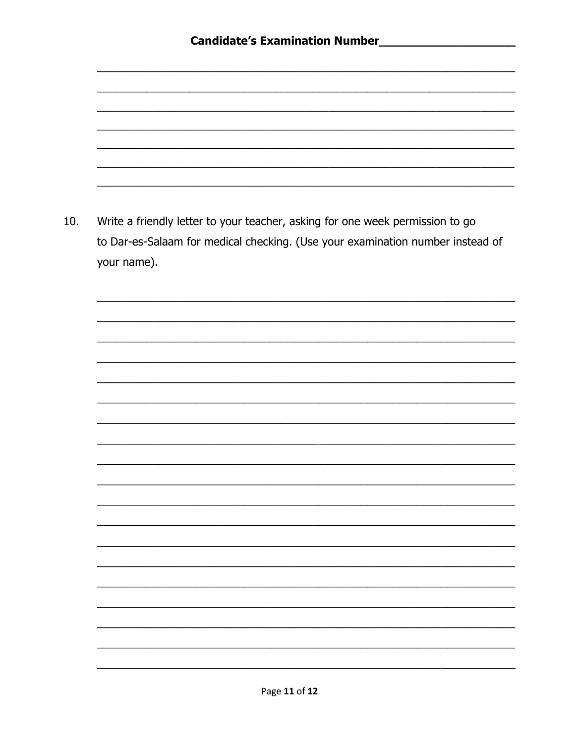**Candidate's Examination Number____________________**

10. Write a friendly letter to your teacher, asking for one week permission to go to Dar-es-Salaam for medical checking. (Use your examination number instead of your name).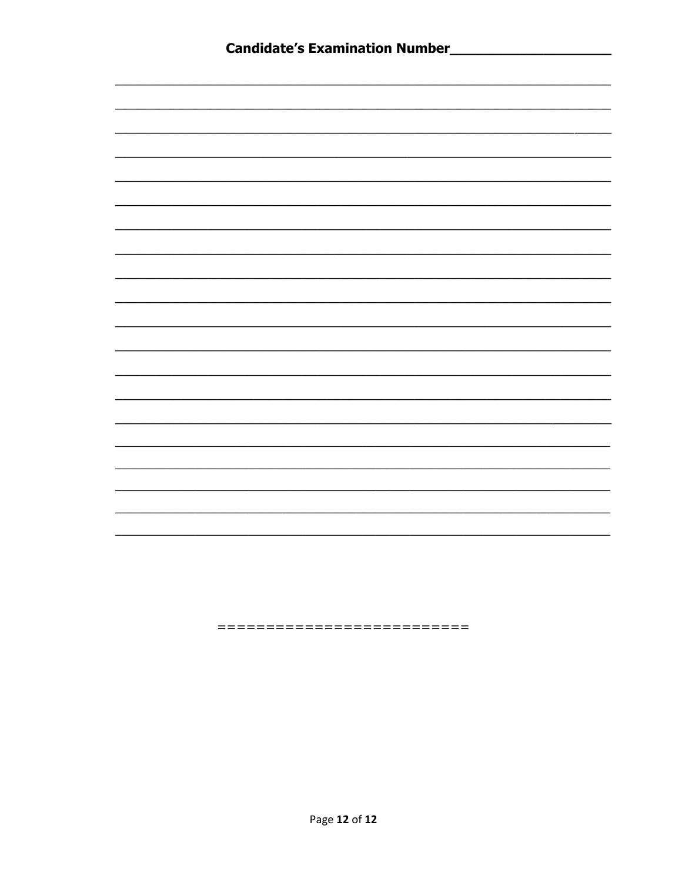**Candidate's Examination Number\_\_\_\_\_\_\_\_\_\_\_\_\_\_\_\_\_\_\_\_**

______________________________________________________________________

______________________________________________________________________

______________________________________________________________________

______________________________________________________________________

______________________________________________________________________

______________________________________________________________________

______________________________________________________________________

______________________________________________________________________

______________________________________________________________________

______________________________________________________________________

______________________________________________________________________

______________________________________________________________________

______________________________________________________________________

______________________________________________________________________

______________________________________________________________________

______________________________________________________________________

______________________________________________________________________

______________________________________________________________________

______________________________________________________________________

______________________________________________________________________

=========================